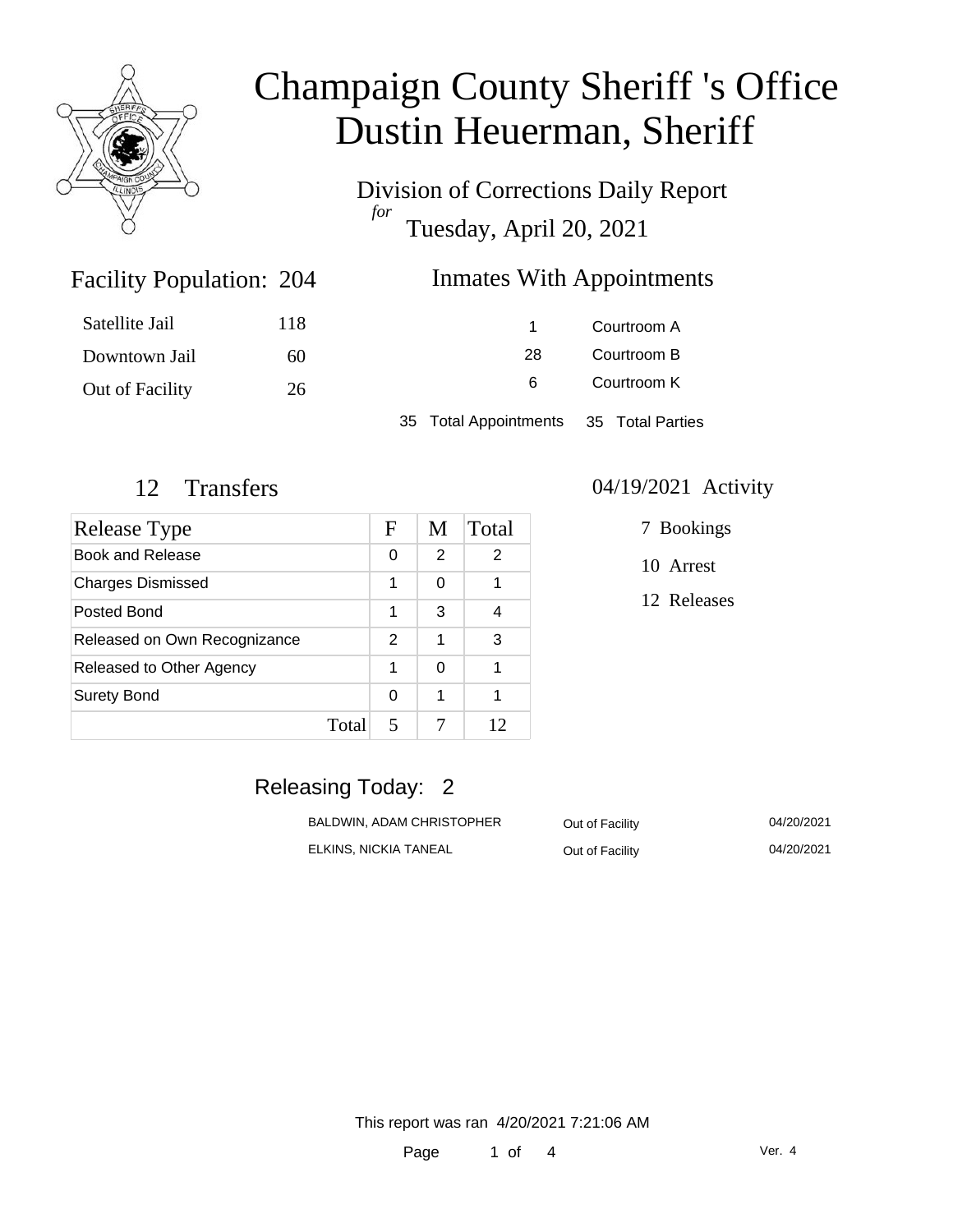# Champaign County Sheriff 's Office
# Dustin Heuerman, Sheriff

Division of Corrections Daily Report
*for*
Tuesday, April 20, 2021

## Facility Population: 204

| | |
|---|---|
| Satellite Jail | 118 |
| Downtown Jail | 60 |
| Out of Facility | 26 |

## Inmates With Appointments

| | |
|---|---|
| 1 | Courtroom A |
| 28 | Courtroom B |
| 6 | Courtroom K |

35 Total Appointments    35 Total Parties

## 12 Transfers

| Release Type | F | M | Total |
|---|---|---|---|
| Book and Release | 0 | 2 | 2 |
| Charges Dismissed | 1 | 0 | 1 |
| Posted Bond | 1 | 3 | 4 |
| Released on Own Recognizance | 2 | 1 | 3 |
| Released to Other Agency | 1 | 0 | 1 |
| Surety Bond | 0 | 1 | 1 |
| Total | 5 | 7 | 12 |

## 04/19/2021 Activity

7 Bookings

10 Arrest

12 Releases

## Releasing Today: 2

| | | |
|---|---|---|
| BALDWIN, ADAM CHRISTOPHER | Out of Facility | 04/20/2021 |
| ELKINS, NICKIA TANEAL | Out of Facility | 04/20/2021 |

This report was ran 4/20/2021 7:21:06 AM

Ver. 4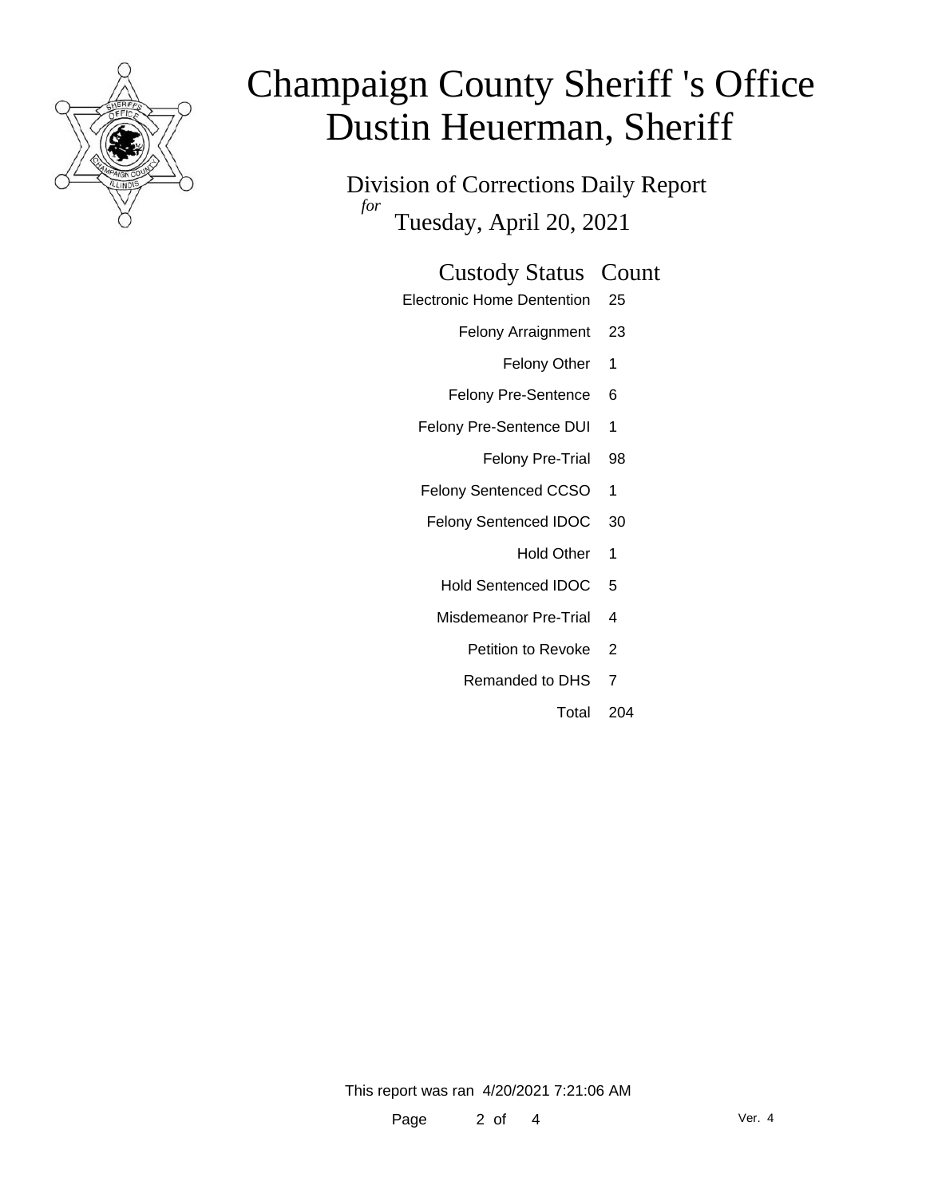# Champaign County Sheriff 's Office
# Dustin Heuerman, Sheriff

## Division of Corrections Daily Report

*for* Tuesday, April 20, 2021

| Custody Status | Count |
| --- | --- |
| Electronic Home Dentention | 25 |
| Felony Arraignment | 23 |
| Felony Other | 1 |
| Felony Pre-Sentence | 6 |
| Felony Pre-Sentence DUI | 1 |
| Felony Pre-Trial | 98 |
| Felony Sentenced CCSO | 1 |
| Felony Sentenced IDOC | 30 |
| Hold Other | 1 |
| Hold Sentenced IDOC | 5 |
| Misdemeanor Pre-Trial | 4 |
| Petition to Revoke | 2 |
| Remanded to DHS | 7 |
| Total | 204 |

This report was ran 4/20/2021 7:21:06 AM

Ver. 4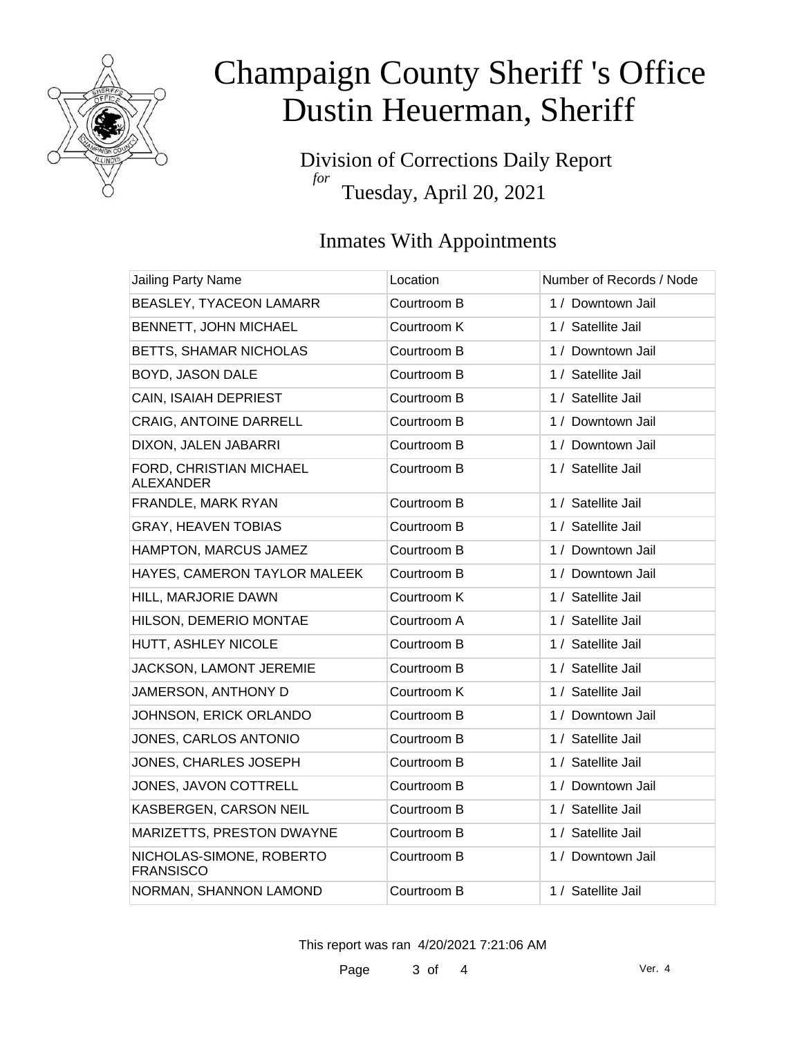# Champaign County Sheriff 's Office
# Dustin Heuerman, Sheriff

Division of Corrections Daily Report
*for*
Tuesday, April 20, 2021

## Inmates With Appointments

| Jailing Party Name | Location | Number of Records / Node |
|---|---|---|
| BEASLEY, TYACEON LAMARR | Courtroom B | 1 / Downtown Jail |
| BENNETT, JOHN MICHAEL | Courtroom K | 1 / Satellite Jail |
| BETTS, SHAMAR NICHOLAS | Courtroom B | 1 / Downtown Jail |
| BOYD, JASON DALE | Courtroom B | 1 / Satellite Jail |
| CAIN, ISAIAH DEPRIEST | Courtroom B | 1 / Satellite Jail |
| CRAIG, ANTOINE DARRELL | Courtroom B | 1 / Downtown Jail |
| DIXON, JALEN JABARRI | Courtroom B | 1 / Downtown Jail |
| FORD, CHRISTIAN MICHAEL ALEXANDER | Courtroom B | 1 / Satellite Jail |
| FRANDLE, MARK RYAN | Courtroom B | 1 / Satellite Jail |
| GRAY, HEAVEN TOBIAS | Courtroom B | 1 / Satellite Jail |
| HAMPTON, MARCUS JAMEZ | Courtroom B | 1 / Downtown Jail |
| HAYES, CAMERON TAYLOR MALEEK | Courtroom B | 1 / Downtown Jail |
| HILL, MARJORIE DAWN | Courtroom K | 1 / Satellite Jail |
| HILSON, DEMERIO MONTAE | Courtroom A | 1 / Satellite Jail |
| HUTT, ASHLEY NICOLE | Courtroom B | 1 / Satellite Jail |
| JACKSON, LAMONT JEREMIE | Courtroom B | 1 / Satellite Jail |
| JAMERSON, ANTHONY D | Courtroom K | 1 / Satellite Jail |
| JOHNSON, ERICK ORLANDO | Courtroom B | 1 / Downtown Jail |
| JONES, CARLOS ANTONIO | Courtroom B | 1 / Satellite Jail |
| JONES, CHARLES JOSEPH | Courtroom B | 1 / Satellite Jail |
| JONES, JAVON COTTRELL | Courtroom B | 1 / Downtown Jail |
| KASBERGEN, CARSON NEIL | Courtroom B | 1 / Satellite Jail |
| MARIZETTS, PRESTON DWAYNE | Courtroom B | 1 / Satellite Jail |
| NICHOLAS-SIMONE, ROBERTO FRANSISCO | Courtroom B | 1 / Downtown Jail |
| NORMAN, SHANNON LAMOND | Courtroom B | 1 / Satellite Jail |

This report was ran 4/20/2021 7:21:06 AM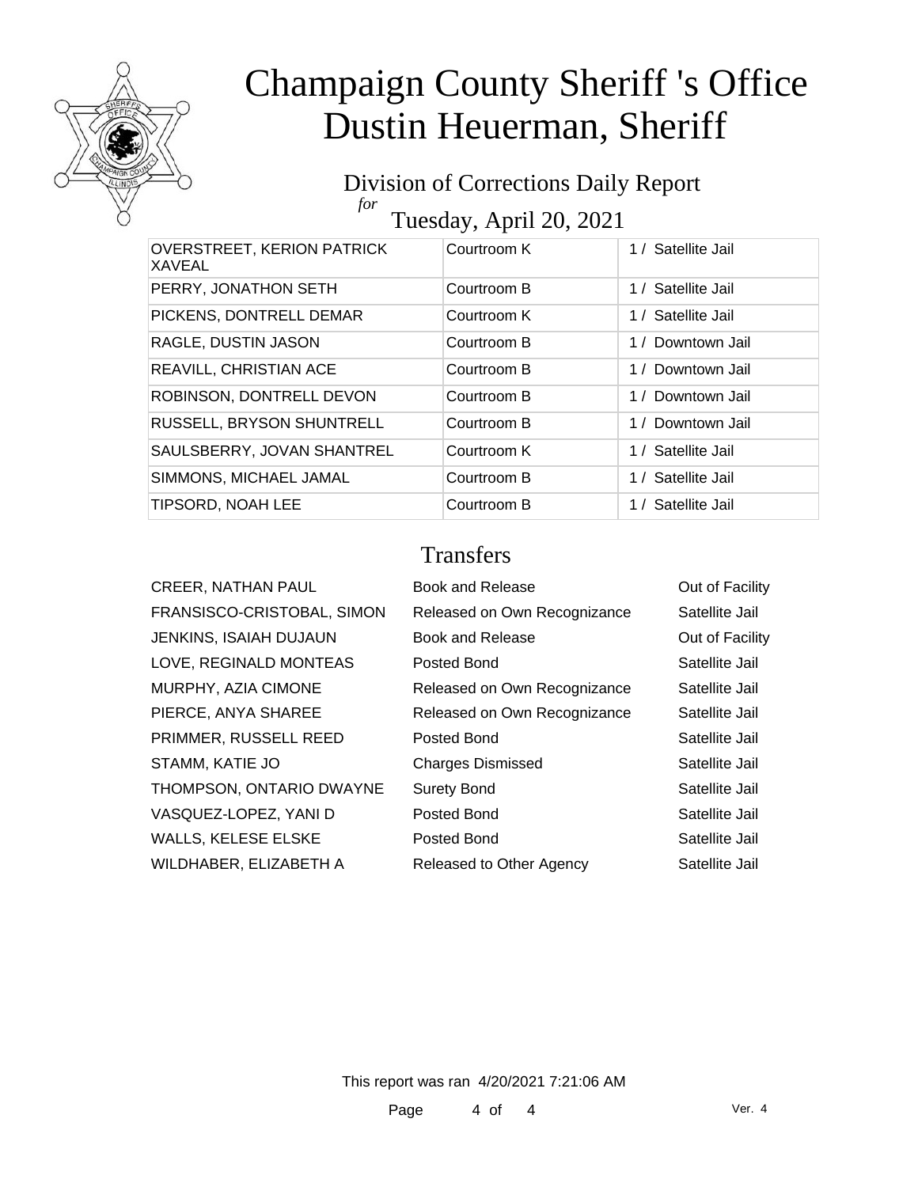# Champaign County Sheriff 's Office
# Dustin Heuerman, Sheriff

## Division of Corrections Daily Report
*for*
## Tuesday, April 20, 2021

| | | |
|---|---|---|
| OVERSTREET, KERION PATRICK XAVEAL | Courtroom K | 1 / Satellite Jail |
| PERRY, JONATHON SETH | Courtroom B | 1 / Satellite Jail |
| PICKENS, DONTRELL DEMAR | Courtroom K | 1 / Satellite Jail |
| RAGLE, DUSTIN JASON | Courtroom B | 1 / Downtown Jail |
| REAVILL, CHRISTIAN ACE | Courtroom B | 1 / Downtown Jail |
| ROBINSON, DONTRELL DEVON | Courtroom B | 1 / Downtown Jail |
| RUSSELL, BRYSON SHUNTRELL | Courtroom B | 1 / Downtown Jail |
| SAULSBERRY, JOVAN SHANTREL | Courtroom K | 1 / Satellite Jail |
| SIMMONS, MICHAEL JAMAL | Courtroom B | 1 / Satellite Jail |
| TIPSORD, NOAH LEE | Courtroom B | 1 / Satellite Jail |

## Transfers

| | | |
|---|---|---|
| CREER, NATHAN PAUL | Book and Release | Out of Facility |
| FRANSISCO-CRISTOBAL, SIMON | Released on Own Recognizance | Satellite Jail |
| JENKINS, ISAIAH DUJAUN | Book and Release | Out of Facility |
| LOVE, REGINALD MONTEAS | Posted Bond | Satellite Jail |
| MURPHY, AZIA CIMONE | Released on Own Recognizance | Satellite Jail |
| PIERCE, ANYA SHAREE | Released on Own Recognizance | Satellite Jail |
| PRIMMER, RUSSELL REED | Posted Bond | Satellite Jail |
| STAMM, KATIE JO | Charges Dismissed | Satellite Jail |
| THOMPSON, ONTARIO DWAYNE | Surety Bond | Satellite Jail |
| VASQUEZ-LOPEZ, YANI D | Posted Bond | Satellite Jail |
| WALLS, KELESE ELSKE | Posted Bond | Satellite Jail |
| WILDHABER, ELIZABETH A | Released to Other Agency | Satellite Jail |

This report was ran 4/20/2021 7:21:06 AM

Ver. 4